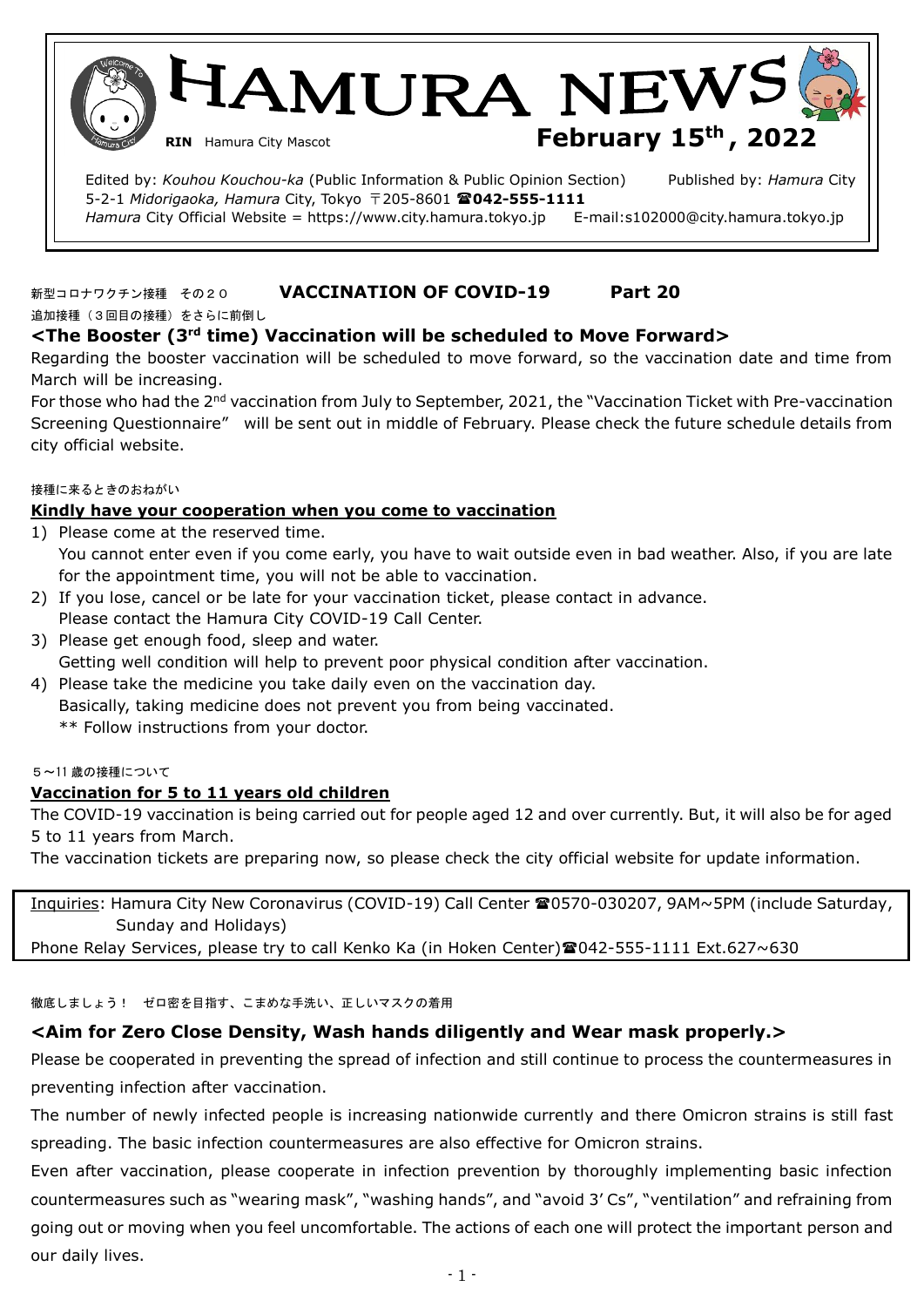# HAMURA NEWS

**RIN** Hamura City Mascot

**February 15th, 2022**

Edited by: *Kouhou Kouchou-ka* (Public Information & Public Opinion Section) Published by: *Hamura* City
5-2-1 *Midorigaoka, Hamura* City, Tokyo 〒205-8601 ☎**042-555-1111**
*Hamura* City Official Website = https://www.city.hamura.tokyo.jp E-mail:s102000@city.hamura.tokyo.jp

## 新型コロナワクチン接種　その２０　VACCINATION OF COVID-19　Part 20

追加接種（３回目の接種）をさらに前倒し

### <The Booster (3rd time) Vaccination will be scheduled to Move Forward>

Regarding the booster vaccination will be scheduled to move forward, so the vaccination date and time from March will be increasing.

For those who had the 2nd vaccination from July to September, 2021, the "Vaccination Ticket with Pre-vaccination Screening Questionnaire" will be sent out in middle of February. Please check the future schedule details from city official website.

接種に来るときのおねがい

### Kindly have your cooperation when you come to vaccination

1) Please come at the reserved time.
   You cannot enter even if you come early, you have to wait outside even in bad weather. Also, if you are late for the appointment time, you will not be able to vaccination.
2) If you lose, cancel or be late for your vaccination ticket, please contact in advance.
   Please contact the Hamura City COVID-19 Call Center.
3) Please get enough food, sleep and water.
   Getting well condition will help to prevent poor physical condition after vaccination.
4) Please take the medicine you take daily even on the vaccination day.
   Basically, taking medicine does not prevent you from being vaccinated.
   ** Follow instructions from your doctor.

５～11 歳の接種について

### Vaccination for 5 to 11 years old children

The COVID-19 vaccination is being carried out for people aged 12 and over currently. But, it will also be for aged 5 to 11 years from March.

The vaccination tickets are preparing now, so please check the city official website for update information.

Inquiries: Hamura City New Coronavirus (COVID-19) Call Center ☎0570-030207, 9AM~5PM (include Saturday, Sunday and Holidays)
Phone Relay Services, please try to call Kenko Ka (in Hoken Center)☎042-555-1111 Ext.627~630

徹底しましょう！　ゼロ密を目指す、こまめな手洗い、正しいマスクの着用

### <Aim for Zero Close Density, Wash hands diligently and Wear mask properly.>

Please be cooperated in preventing the spread of infection and still continue to process the countermeasures in preventing infection after vaccination.

The number of newly infected people is increasing nationwide currently and there Omicron strains is still fast spreading. The basic infection countermeasures are also effective for Omicron strains.

Even after vaccination, please cooperate in infection prevention by thoroughly implementing basic infection countermeasures such as "wearing mask", "washing hands", and "avoid 3' Cs", "ventilation" and refraining from going out or moving when you feel uncomfortable. The actions of each one will protect the important person and our daily lives.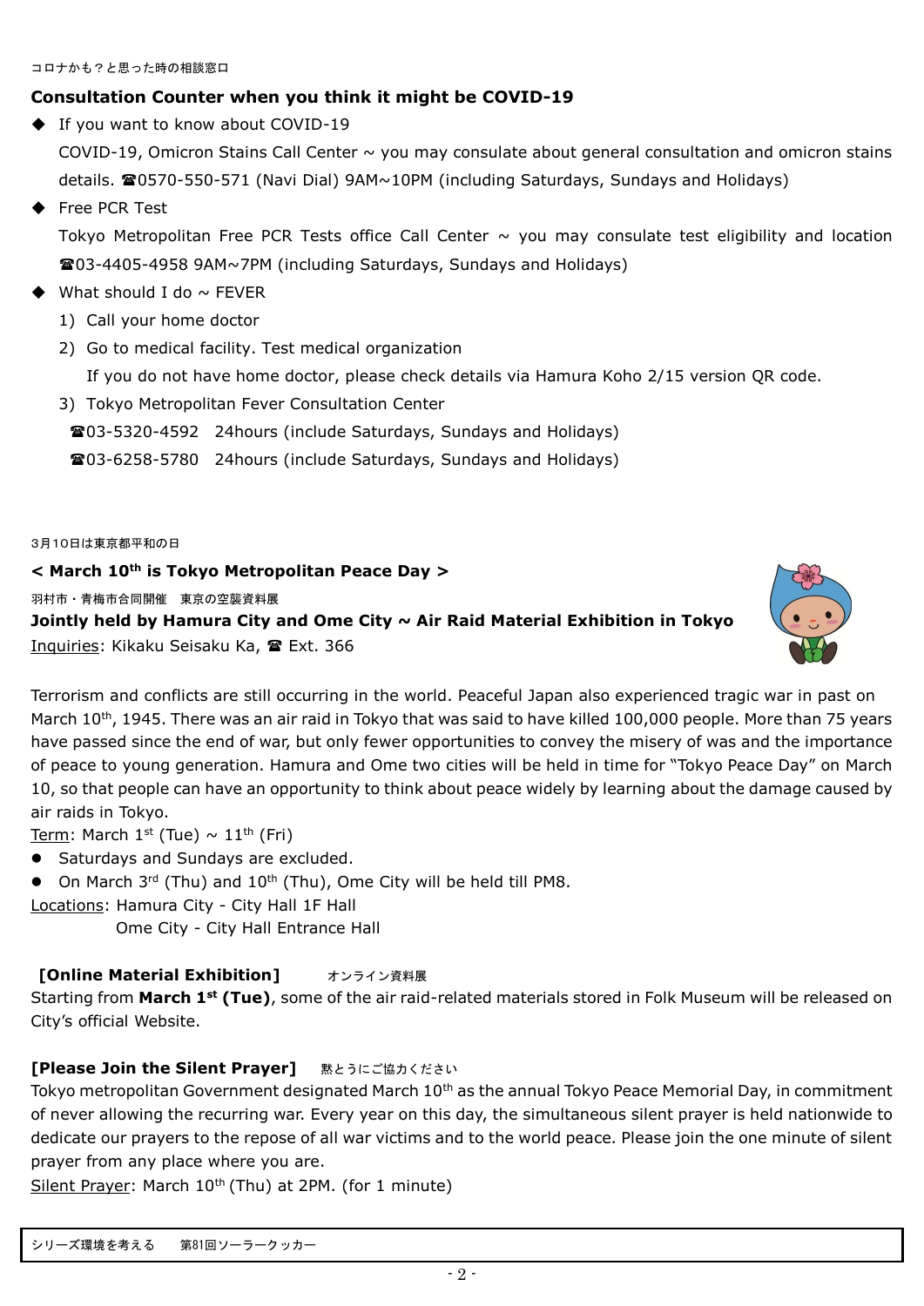コロナかも？と思った時の相談窓口

## Consultation Counter when you think it might be COVID-19

- If you want to know about COVID-19
  COVID-19, Omicron Stains Call Center ~ you may consulate about general consultation and omicron stains details. ☎0570-550-571 (Navi Dial) 9AM~10PM (including Saturdays, Sundays and Holidays)
- Free PCR Test
  Tokyo Metropolitan Free PCR Tests office Call Center ~ you may consulate test eligibility and location ☎03-4405-4958 9AM~7PM (including Saturdays, Sundays and Holidays)
- What should I do ~ FEVER
  1) Call your home doctor
  2) Go to medical facility. Test medical organization
     If you do not have home doctor, please check details via Hamura Koho 2/15 version QR code.
  3) Tokyo Metropolitan Fever Consultation Center
     ☎03-5320-4592　24hours (include Saturdays, Sundays and Holidays)
     ☎03-6258-5780　24hours (include Saturdays, Sundays and Holidays)

3月10日は東京都平和の日

## < March 10th is Tokyo Metropolitan Peace Day >

羽村市・青梅市合同開催　東京の空襲資料展

### Jointly held by Hamura City and Ome City ~ Air Raid Material Exhibition in Tokyo

Inquiries: Kikaku Seisaku Ka, ☎ Ext. 366

Terrorism and conflicts are still occurring in the world. Peaceful Japan also experienced tragic war in past on March 10th, 1945. There was an air raid in Tokyo that was said to have killed 100,000 people. More than 75 years have passed since the end of war, but only fewer opportunities to convey the misery of was and the importance of peace to young generation. Hamura and Ome two cities will be held in time for "Tokyo Peace Day" on March 10, so that people can have an opportunity to think about peace widely by learning about the damage caused by air raids in Tokyo.

Term: March 1st (Tue) ~ 11th (Fri)

- Saturdays and Sundays are excluded.
- On March 3rd (Thu) and 10th (Thu), Ome City will be held till PM8.

Locations: Hamura City - City Hall 1F Hall
　　　　　Ome City - City Hall Entrance Hall

**[Online Material Exhibition]**　オンライン資料展

Starting from **March 1st (Tue)**, some of the air raid-related materials stored in Folk Museum will be released on City's official Website.

**[Please Join the Silent Prayer]**　黙とうにご協力ください

Tokyo metropolitan Government designated March 10th as the annual Tokyo Peace Memorial Day, in commitment of never allowing the recurring war. Every year on this day, the simultaneous silent prayer is held nationwide to dedicate our prayers to the repose of all war victims and to the world peace. Please join the one minute of silent prayer from any place where you are.

Silent Prayer: March 10th (Thu) at 2PM. (for 1 minute)

シリーズ環境を考える　第81回ソーラークッカー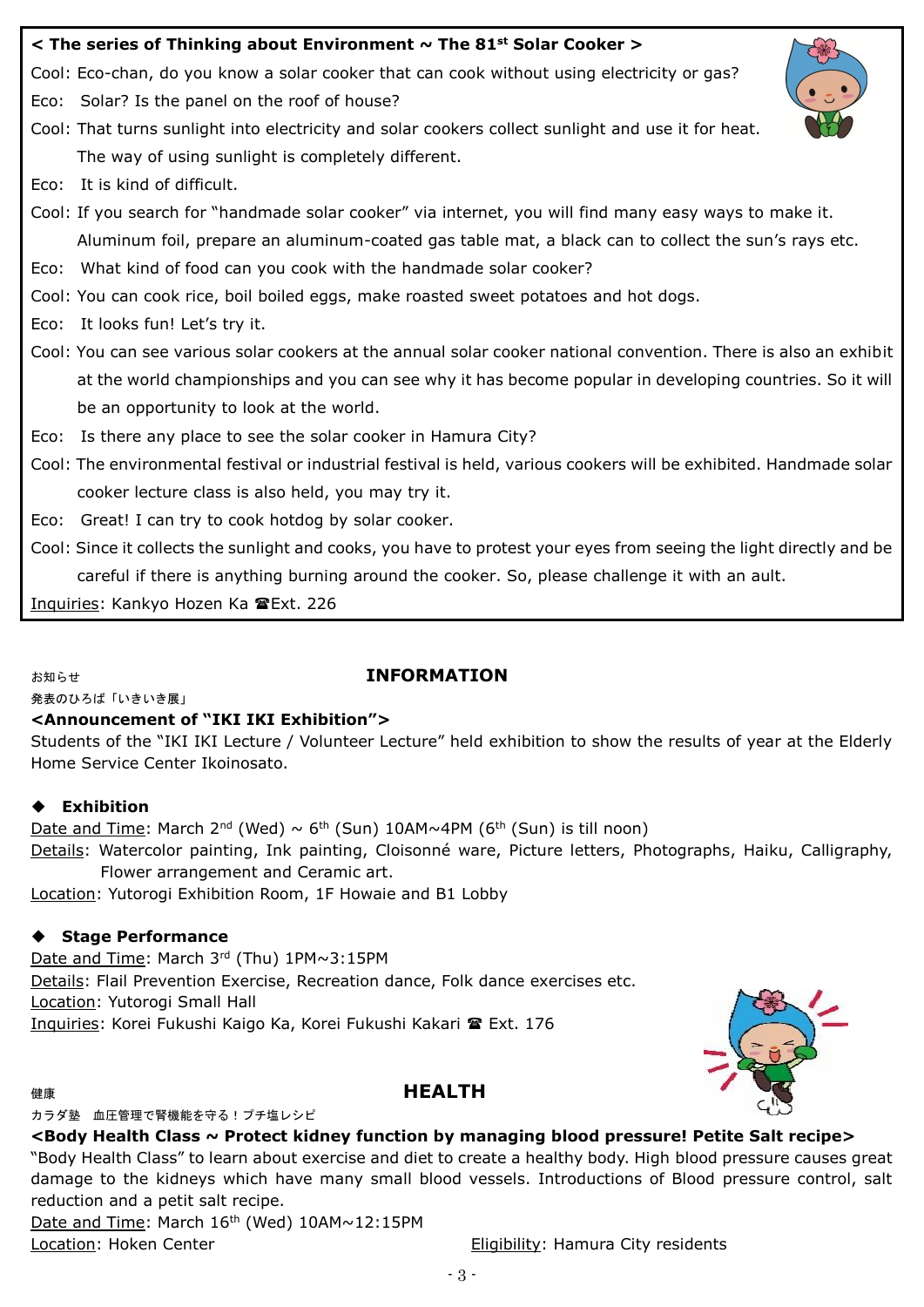**< The series of Thinking about Environment ~ The 81st Solar Cooker >**

Cool: Eco-chan, do you know a solar cooker that can cook without using electricity or gas?

Eco: Solar? Is the panel on the roof of house?

Cool: That turns sunlight into electricity and solar cookers collect sunlight and use it for heat. The way of using sunlight is completely different.

Eco: It is kind of difficult.

Cool: If you search for "handmade solar cooker" via internet, you will find many easy ways to make it. Aluminum foil, prepare an aluminum-coated gas table mat, a black can to collect the sun's rays etc.

Eco: What kind of food can you cook with the handmade solar cooker?

Cool: You can cook rice, boil boiled eggs, make roasted sweet potatoes and hot dogs.

Eco: It looks fun! Let's try it.

Cool: You can see various solar cookers at the annual solar cooker national convention. There is also an exhibit at the world championships and you can see why it has become popular in developing countries. So it will be an opportunity to look at the world.

Eco: Is there any place to see the solar cooker in Hamura City?

Cool: The environmental festival or industrial festival is held, various cookers will be exhibited. Handmade solar cooker lecture class is also held, you may try it.

Eco: Great! I can try to cook hotdog by solar cooker.

Cool: Since it collects the sunlight and cooks, you have to protest your eyes from seeing the light directly and be careful if there is anything burning around the cooker. So, please challenge it with an ault.

Inquiries: Kankyo Hozen Ka ☎Ext. 226

お知らせ

## INFORMATION

発表のひろば「いきいき展」

**<Announcement of "IKI IKI Exhibition">**

Students of the "IKI IKI Lecture / Volunteer Lecture" held exhibition to show the results of year at the Elderly Home Service Center Ikoinosato.

### ◆ Exhibition

Date and Time: March 2nd (Wed) ~ 6th (Sun) 10AM~4PM (6th (Sun) is till noon)

Details: Watercolor painting, Ink painting, Cloisonné ware, Picture letters, Photographs, Haiku, Calligraphy, Flower arrangement and Ceramic art.

Location: Yutorogi Exhibition Room, 1F Howaie and B1 Lobby

### ◆ Stage Performance

Date and Time: March 3rd (Thu) 1PM~3:15PM

Details: Flail Prevention Exercise, Recreation dance, Folk dance exercises etc.

Location: Yutorogi Small Hall

Inquiries: Korei Fukushi Kaigo Ka, Korei Fukushi Kakari ☎ Ext. 176

健康

## HEALTH

カラダ塾　血圧管理で腎機能を守る！プチ塩レシピ

**<Body Health Class ~ Protect kidney function by managing blood pressure! Petite Salt recipe>**

"Body Health Class" to learn about exercise and diet to create a healthy body. High blood pressure causes great damage to the kidneys which have many small blood vessels. Introductions of Blood pressure control, salt reduction and a petit salt recipe.

Date and Time: March 16th (Wed) 10AM~12:15PM

Location: Hoken Center

Eligibility: Hamura City residents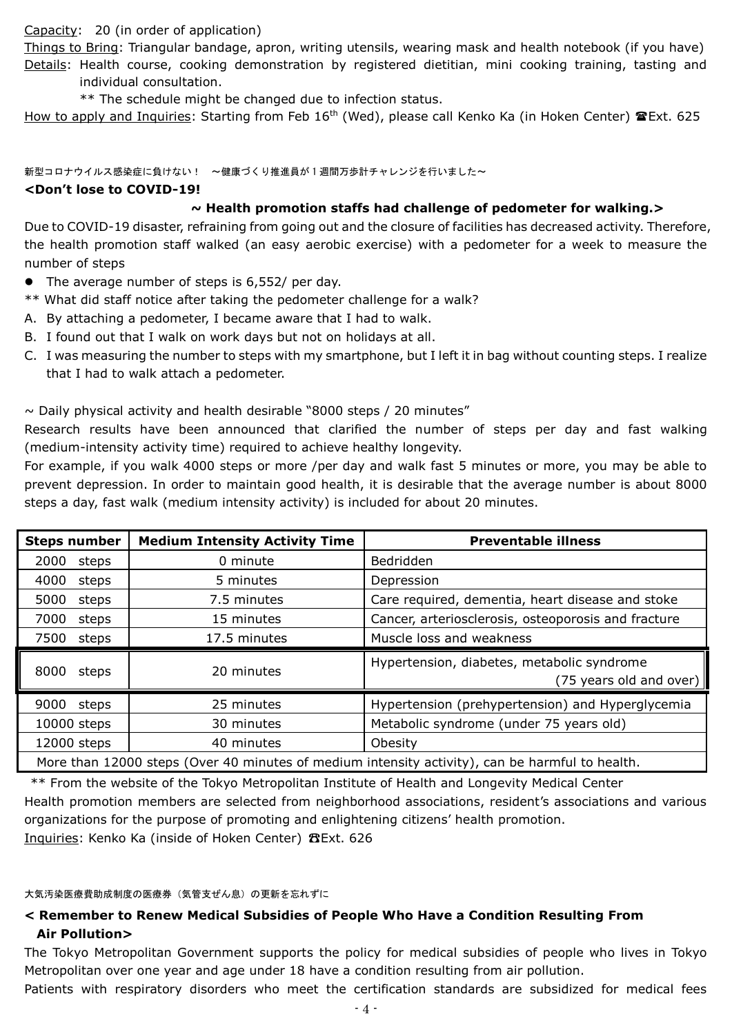Capacity: 20 (in order of application)

Things to Bring: Triangular bandage, apron, writing utensils, wearing mask and health notebook (if you have)

Details: Health course, cooking demonstration by registered dietitian, mini cooking training, tasting and individual consultation.

** The schedule might be changed due to infection status.

How to apply and Inquiries: Starting from Feb 16th (Wed), please call Kenko Ka (in Hoken Center) ☎Ext. 625

新型コロナウイルス感染症に負けない！ ～健康づくり推進員が１週間万歩計チャレンジを行いました～

**<Don't lose to COVID-19!**

**~ Health promotion staffs had challenge of pedometer for walking.>**

Due to COVID-19 disaster, refraining from going out and the closure of facilities has decreased activity. Therefore, the health promotion staff walked (an easy aerobic exercise) with a pedometer for a week to measure the number of steps

- The average number of steps is 6,552/ per day.

** What did staff notice after taking the pedometer challenge for a walk?

A. By attaching a pedometer, I became aware that I had to walk.
B. I found out that I walk on work days but not on holidays at all.
C. I was measuring the number to steps with my smartphone, but I left it in bag without counting steps. I realize that I had to walk attach a pedometer.

~ Daily physical activity and health desirable "8000 steps / 20 minutes"

Research results have been announced that clarified the number of steps per day and fast walking (medium-intensity activity time) required to achieve healthy longevity.

For example, if you walk 4000 steps or more /per day and walk fast 5 minutes or more, you may be able to prevent depression. In order to maintain good health, it is desirable that the average number is about 8000 steps a day, fast walk (medium intensity activity) is included for about 20 minutes.

| Steps number | Medium Intensity Activity Time | Preventable illness |
|---|---|---|
| 2000 steps | 0 minute | Bedridden |
| 4000 steps | 5 minutes | Depression |
| 5000 steps | 7.5 minutes | Care required, dementia, heart disease and stoke |
| 7000 steps | 15 minutes | Cancer, arteriosclerosis, osteoporosis and fracture |
| 7500 steps | 17.5 minutes | Muscle loss and weakness |
| 8000 steps | 20 minutes | Hypertension, diabetes, metabolic syndrome (75 years old and over) |
| 9000 steps | 25 minutes | Hypertension (prehypertension) and Hyperglycemia |
| 10000 steps | 30 minutes | Metabolic syndrome (under 75 years old) |
| 12000 steps | 40 minutes | Obesity |
| More than 12000 steps (Over 40 minutes of medium intensity activity), can be harmful to health. | | |

** From the website of the Tokyo Metropolitan Institute of Health and Longevity Medical Center

Health promotion members are selected from neighborhood associations, resident's associations and various organizations for the purpose of promoting and enlightening citizens' health promotion.

Inquiries: Kenko Ka (inside of Hoken Center) ☎Ext. 626

大気汚染医療費助成制度の医療券（気管支ぜん息）の更新を忘れずに

**< Remember to Renew Medical Subsidies of People Who Have a Condition Resulting From Air Pollution>**

The Tokyo Metropolitan Government supports the policy for medical subsidies of people who lives in Tokyo Metropolitan over one year and age under 18 have a condition resulting from air pollution.

Patients with respiratory disorders who meet the certification standards are subsidized for medical fees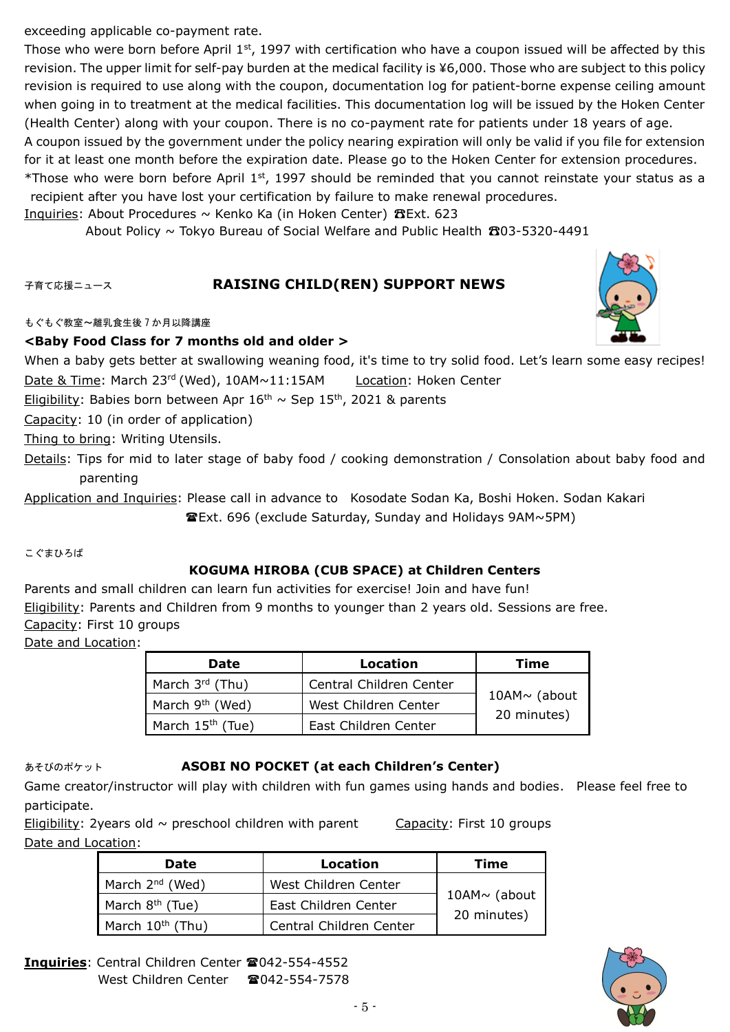exceeding applicable co-payment rate.

Those who were born before April 1st, 1997 with certification who have a coupon issued will be affected by this revision. The upper limit for self-pay burden at the medical facility is ¥6,000. Those who are subject to this policy revision is required to use along with the coupon, documentation log for patient-borne expense ceiling amount when going in to treatment at the medical facilities. This documentation log will be issued by the Hoken Center (Health Center) along with your coupon. There is no co-payment rate for patients under 18 years of age.

A coupon issued by the government under the policy nearing expiration will only be valid if you file for extension for it at least one month before the expiration date. Please go to the Hoken Center for extension procedures.

*Those who were born before April 1st, 1997 should be reminded that you cannot reinstate your status as a recipient after you have lost your certification by failure to make renewal procedures.

Inquiries: About Procedures ~ Kenko Ka (in Hoken Center) ☎Ext. 623
About Policy ~ Tokyo Bureau of Social Welfare and Public Health ☎03-5320-4491

子育て応援ニュース

## RAISING CHILD(REN) SUPPORT NEWS

もぐもぐ教室～離乳食生後７か月以降講座

### <Baby Food Class for 7 months old and older >

When a baby gets better at swallowing weaning food, it's time to try solid food. Let's learn some easy recipes!

Date & Time: March 23rd (Wed), 10AM~11:15AM　　Location: Hoken Center

Eligibility: Babies born between Apr 16th ~ Sep 15th, 2021 & parents

Capacity: 10 (in order of application)

Thing to bring: Writing Utensils.

Details: Tips for mid to later stage of baby food / cooking demonstration / Consolation about baby food and parenting

Application and Inquiries: Please call in advance to Kosodate Sodan Ka, Boshi Hoken. Sodan Kakari ☎Ext. 696 (exclude Saturday, Sunday and Holidays 9AM~5PM)

こぐまひろば

### KOGUMA HIROBA (CUB SPACE) at Children Centers

Parents and small children can learn fun activities for exercise! Join and have fun!

Eligibility: Parents and Children from 9 months to younger than 2 years old. Sessions are free.

Capacity: First 10 groups

Date and Location:

| Date | Location | Time |
|---|---|---|
| March 3rd (Thu) | Central Children Center | 10AM~ (about 20 minutes) |
| March 9th (Wed) | West Children Center | |
| March 15th (Tue) | East Children Center | |

あそびのポケット

### ASOBI NO POCKET (at each Children's Center)

Game creator/instructor will play with children with fun games using hands and bodies. Please feel free to participate.

Eligibility: 2years old ~ preschool children with parent　　Capacity: First 10 groups

Date and Location:

| Date | Location | Time |
|---|---|---|
| March 2nd (Wed) | West Children Center | 10AM~ (about 20 minutes) |
| March 8th (Tue) | East Children Center | |
| March 10th (Thu) | Central Children Center | |

**Inquiries**: Central Children Center ☎042-554-4552
West Children Center ☎042-554-7578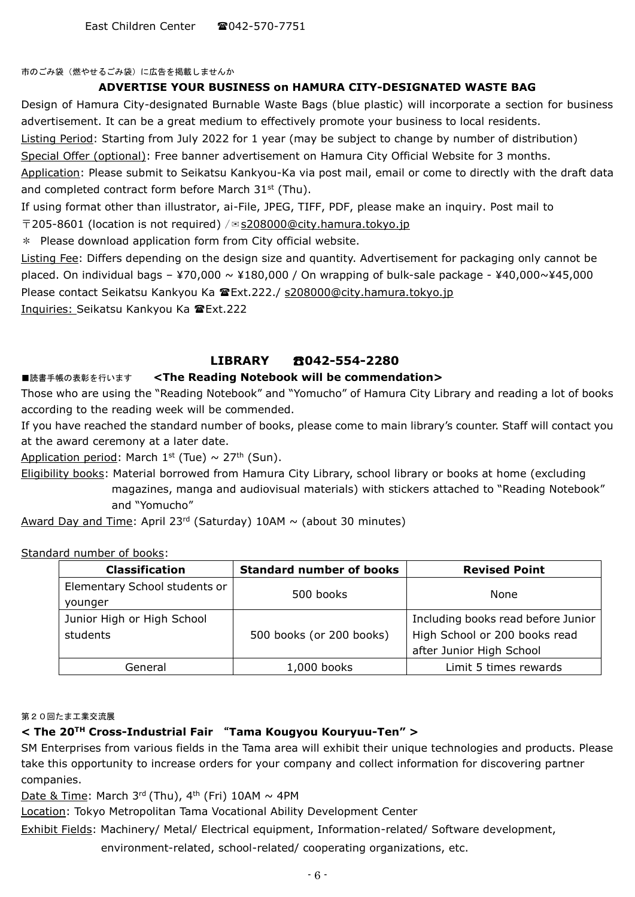East Children Center　☎042-570-7751

市のごみ袋（燃やせるごみ袋）に広告を掲載しませんか

**ADVERTISE YOUR BUSINESS on HAMURA CITY-DESIGNATED WASTE BAG**

Design of Hamura City-designated Burnable Waste Bags (blue plastic) will incorporate a section for business advertisement. It can be a great medium to effectively promote your business to local residents.

Listing Period: Starting from July 2022 for 1 year (may be subject to change by number of distribution)

Special Offer (optional): Free banner advertisement on Hamura City Official Website for 3 months.

Application: Please submit to Seikatsu Kankyou-Ka via post mail, email or come to directly with the draft data and completed contract form before March 31st (Thu).

If using format other than illustrator, ai-File, JPEG, TIFF, PDF, please make an inquiry. Post mail to 〒205-8601 (location is not required) /✉s208000@city.hamura.tokyo.jp

＊ Please download application form from City official website.

Listing Fee: Differs depending on the design size and quantity. Advertisement for packaging only cannot be placed. On individual bags – ¥70,000 ~ ¥180,000 / On wrapping of bulk-sale package - ¥40,000~¥45,000 Please contact Seikatsu Kankyou Ka ☎Ext.222./ s208000@city.hamura.tokyo.jp

Inquiries: Seikatsu Kankyou Ka ☎Ext.222

## LIBRARY　☎042-554-2280

■読書手帳の表彰を行います　**<The Reading Notebook will be commendation>**

Those who are using the "Reading Notebook" and "Yomucho" of Hamura City Library and reading a lot of books according to the reading week will be commended.

If you have reached the standard number of books, please come to main library's counter. Staff will contact you at the award ceremony at a later date.

Application period: March 1st (Tue) ~ 27th (Sun).

Eligibility books: Material borrowed from Hamura City Library, school library or books at home (excluding magazines, manga and audiovisual materials) with stickers attached to "Reading Notebook" and "Yomucho"

Award Day and Time: April 23rd (Saturday) 10AM ~ (about 30 minutes)

Standard number of books:

| Classification | Standard number of books | Revised Point |
|---|---|---|
| Elementary School students or younger | 500 books | None |
| Junior High or High School students | 500 books (or 200 books) | Including books read before Junior High School or 200 books read after Junior High School |
| General | 1,000 books | Limit 5 times rewards |

第２０回たま工業交流展

**< The 20TH Cross-Industrial Fair "Tama Kougyou Kouryuu-Ten" >**

SM Enterprises from various fields in the Tama area will exhibit their unique technologies and products. Please take this opportunity to increase orders for your company and collect information for discovering partner companies.

Date & Time: March 3rd (Thu), 4th (Fri) 10AM ~ 4PM

Location: Tokyo Metropolitan Tama Vocational Ability Development Center

Exhibit Fields: Machinery/ Metal/ Electrical equipment, Information-related/ Software development, environment-related, school-related/ cooperating organizations, etc.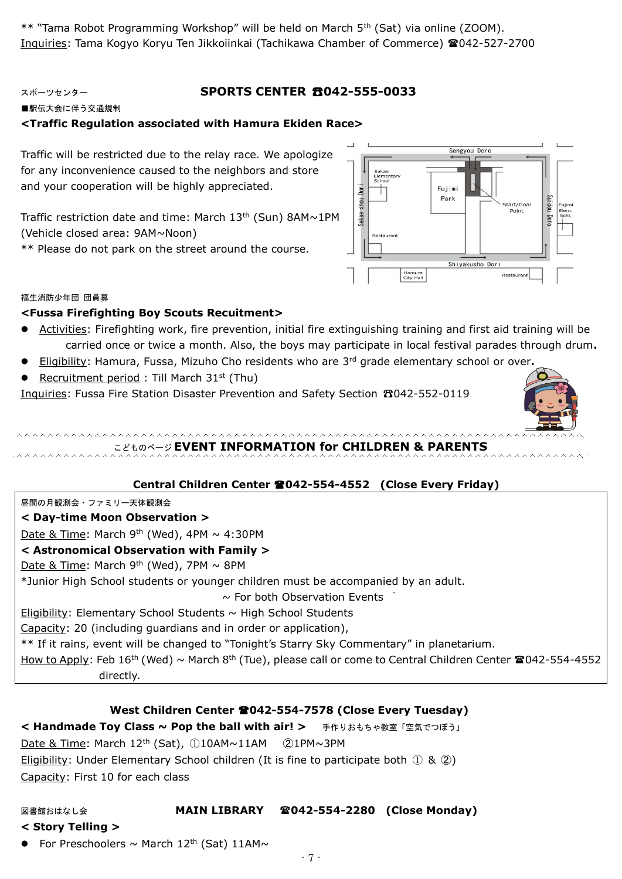** "Tama Robot Programming Workshop" will be held on March 5th (Sat) via online (ZOOM).
Inquiries: Tama Kogyo Koryu Ten Jikkoiinkai (Tachikawa Chamber of Commerce) ☎042-527-2700

スポーツセンター

## SPORTS CENTER ☎042-555-0033

■駅伝大会に伴う交通規制

**<Traffic Regulation associated with Hamura Ekiden Race>**

Traffic will be restricted due to the relay race. We apologize for any inconvenience caused to the neighbors and store and your cooperation will be highly appreciated.

Traffic restriction date and time: March 13th (Sun) 8AM~1PM
(Vehicle closed area: 9AM~Noon)
** Please do not park on the street around the course.

Sangyou Doro, Sakae Elementary School, Fujimi Park, Start/Goal Point, Sakae-shou Dori, Suidou Doro, Fujimi Elem. Schl., Restaurant, Shiyakusho Dori, Hamura City Hall, Restaurant

福生消防少年団 団員募

**<Fussa Firefighting Boy Scouts Recuitment>**

- Activities: Firefighting work, fire prevention, initial fire extinguishing training and first aid training will be carried once or twice a month. Also, the boys may participate in local festival parades through drum**.**
- Eligibility: Hamura, Fussa, Mizuho Cho residents who are 3rd grade elementary school or over**.**
- Recruitment period : Till March 31st (Thu)

Inquiries: Fussa Fire Station Disaster Prevention and Safety Section ☎042-552-0119

こどものページ

## EVENT INFORMATION for CHILDREN & PARENTS

### Central Children Center ☎042-554-4552 (Close Every Friday)

昼間の月観測会・ファミリー天体観測会

**< Day-time Moon Observation >**

Date & Time: March 9th (Wed), 4PM ~ 4:30PM

**< Astronomical Observation with Family >**

Date & Time: March 9th (Wed), 7PM ~ 8PM
*Junior High School students or younger children must be accompanied by an adult.

~ For both Observation Events ~

Eligibility: Elementary School Students ~ High School Students
Capacity: 20 (including guardians and in order or application),
** If it rains, event will be changed to "Tonight's Starry Sky Commentary" in planetarium.
How to Apply: Feb 16th (Wed) ~ March 8th (Tue), please call or come to Central Children Center ☎042-554-4552 directly.

### West Children Center ☎042-554-7578 (Close Every Tuesday)

**< Handmade Toy Class ~ Pop the ball with air! >** 手作りおもちゃ教室「空気でつぽう」

Date & Time: March 12th (Sat), ①10AM~11AM ②1PM~3PM
Eligibility: Under Elementary School children (It is fine to participate both ① & ②)
Capacity: First 10 for each class

図書館おはなし会

### MAIN LIBRARY ☎042-554-2280 (Close Monday)

**< Story Telling >**

- For Preschoolers ~ March 12th (Sat) 11AM~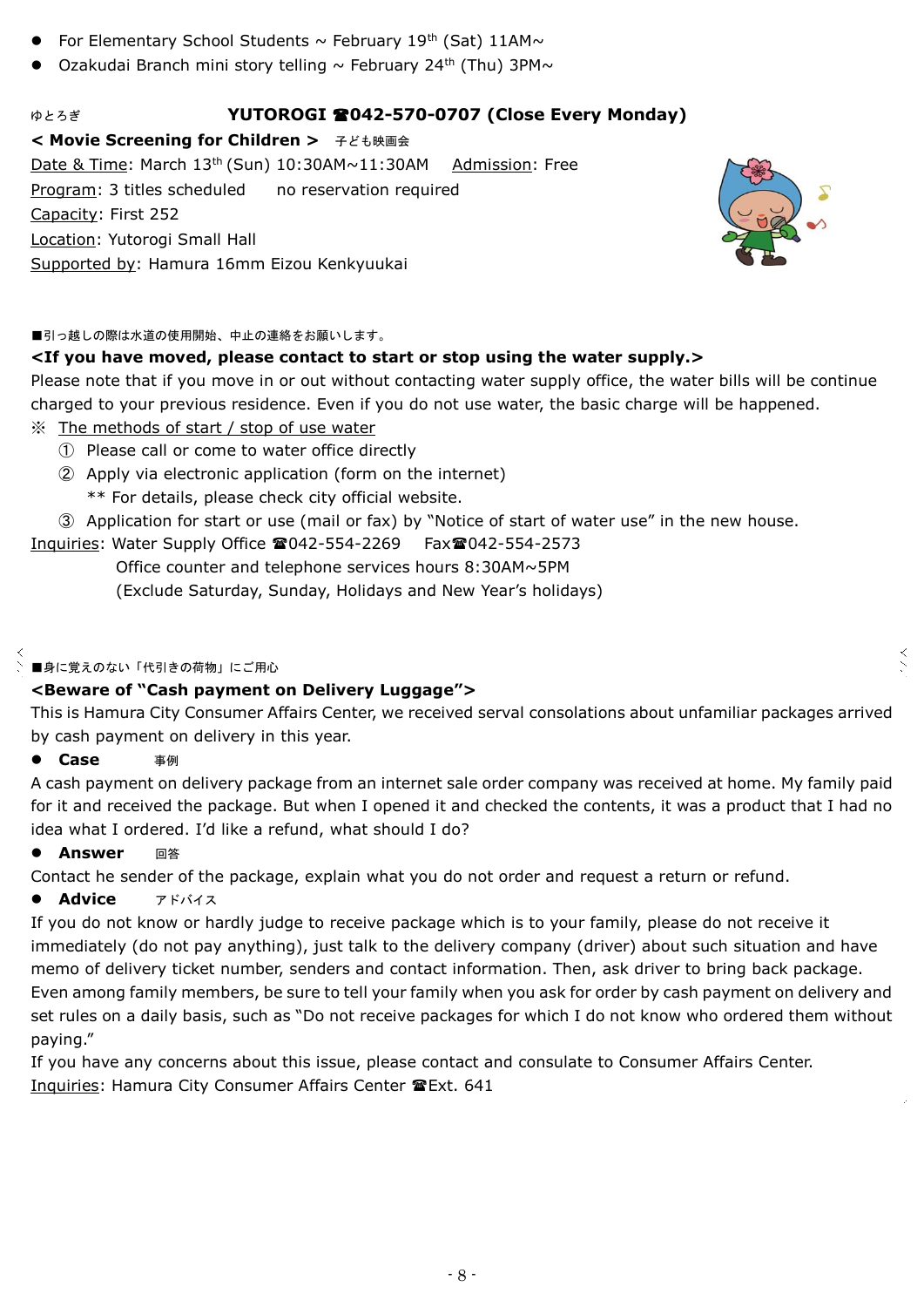- For Elementary School Students ~ February 19th (Sat) 11AM~
- Ozakudai Branch mini story telling ~ February 24th (Thu) 3PM~

ゆとろぎ　**YUTOROGI ☎042-570-0707 (Close Every Monday)**

**< Movie Screening for Children >** 子ども映画会

Date & Time: March 13th (Sun) 10:30AM~11:30AM　Admission: Free

Program: 3 titles scheduled　no reservation required

Capacity: First 252

Location: Yutorogi Small Hall

Supported by: Hamura 16mm Eizou Kenkyuukai

■引っ越しの際は水道の使用開始、中止の連絡をお願いします。

**<If you have moved, please contact to start or stop using the water supply.>**

Please note that if you move in or out without contacting water supply office, the water bills will be continue charged to your previous residence. Even if you do not use water, the basic charge will be happened.

※ The methods of start / stop of use water

① Please call or come to water office directly

② Apply via electronic application (form on the internet)

** For details, please check city official website.

③ Application for start or use (mail or fax) by "Notice of start of water use" in the new house.

Inquiries: Water Supply Office ☎042-554-2269　Fax☎042-554-2573

Office counter and telephone services hours 8:30AM~5PM

(Exclude Saturday, Sunday, Holidays and New Year's holidays)

■身に覚えのない「代引きの荷物」にご用心

**<Beware of "Cash payment on Delivery Luggage">**

This is Hamura City Consumer Affairs Center, we received serval consolations about unfamiliar packages arrived by cash payment on delivery in this year.

- **Case** 事例

A cash payment on delivery package from an internet sale order company was received at home. My family paid for it and received the package. But when I opened it and checked the contents, it was a product that I had no idea what I ordered. I'd like a refund, what should I do?

- **Answer** 回答

Contact he sender of the package, explain what you do not order and request a return or refund.

- **Advice** アドバイス

If you do not know or hardly judge to receive package which is to your family, please do not receive it immediately (do not pay anything), just talk to the delivery company (driver) about such situation and have memo of delivery ticket number, senders and contact information. Then, ask driver to bring back package. Even among family members, be sure to tell your family when you ask for order by cash payment on delivery and set rules on a daily basis, such as "Do not receive packages for which I do not know who ordered them without paying."

If you have any concerns about this issue, please contact and consulate to Consumer Affairs Center.

Inquiries: Hamura City Consumer Affairs Center ☎Ext. 641